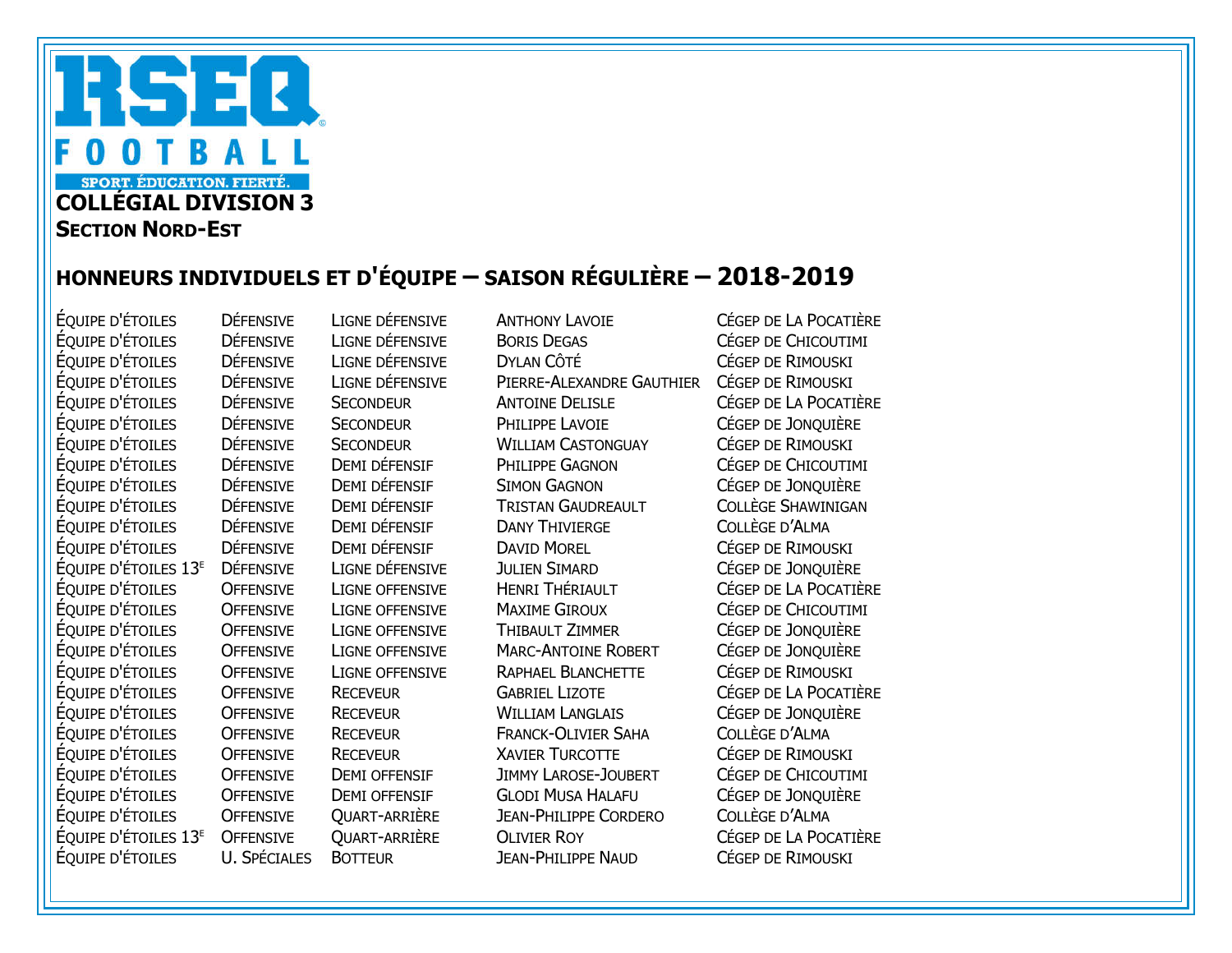# RSEQ FOOTBALL

SPORT. ÉDUCATION. FIERTÉ.

## COLLÉGIAL DIVISION 3

### SECTION NORD-EST

## HONNEURS INDIVIDUELS ET D'ÉQUIPE – SAISON RÉGULIÈRE – 2018-2019

| | | | | |
|---|---|---|---|---|
| ÉQUIPE D'ÉTOILES | DÉFENSIVE | LIGNE DÉFENSIVE | ANTHONY LAVOIE | CÉGEP DE LA POCATIÈRE |
| ÉQUIPE D'ÉTOILES | DÉFENSIVE | LIGNE DÉFENSIVE | BORIS DEGAS | CÉGEP DE CHICOUTIMI |
| ÉQUIPE D'ÉTOILES | DÉFENSIVE | LIGNE DÉFENSIVE | DYLAN CÔTÉ | CÉGEP DE RIMOUSKI |
| ÉQUIPE D'ÉTOILES | DÉFENSIVE | LIGNE DÉFENSIVE | PIERRE-ALEXANDRE GAUTHIER | CÉGEP DE RIMOUSKI |
| ÉQUIPE D'ÉTOILES | DÉFENSIVE | SECONDEUR | ANTOINE DELISLE | CÉGEP DE LA POCATIÈRE |
| ÉQUIPE D'ÉTOILES | DÉFENSIVE | SECONDEUR | PHILIPPE LAVOIE | CÉGEP DE JONQUIÈRE |
| ÉQUIPE D'ÉTOILES | DÉFENSIVE | SECONDEUR | WILLIAM CASTONGUAY | CÉGEP DE RIMOUSKI |
| ÉQUIPE D'ÉTOILES | DÉFENSIVE | DEMI DÉFENSIF | PHILIPPE GAGNON | CÉGEP DE CHICOUTIMI |
| ÉQUIPE D'ÉTOILES | DÉFENSIVE | DEMI DÉFENSIF | SIMON GAGNON | CÉGEP DE JONQUIÈRE |
| ÉQUIPE D'ÉTOILES | DÉFENSIVE | DEMI DÉFENSIF | TRISTAN GAUDREAULT | COLLÈGE SHAWINIGAN |
| ÉQUIPE D'ÉTOILES | DÉFENSIVE | DEMI DÉFENSIF | DANY THIVIERGE | COLLÈGE D'ALMA |
| ÉQUIPE D'ÉTOILES | DÉFENSIVE | DEMI DÉFENSIF | DAVID MOREL | CÉGEP DE RIMOUSKI |
| ÉQUIPE D'ÉTOILES 13E | DÉFENSIVE | LIGNE DÉFENSIVE | JULIEN SIMARD | CÉGEP DE JONQUIÈRE |
| ÉQUIPE D'ÉTOILES | OFFENSIVE | LIGNE OFFENSIVE | HENRI THÉRIAULT | CÉGEP DE LA POCATIÈRE |
| ÉQUIPE D'ÉTOILES | OFFENSIVE | LIGNE OFFENSIVE | MAXIME GIROUX | CÉGEP DE CHICOUTIMI |
| ÉQUIPE D'ÉTOILES | OFFENSIVE | LIGNE OFFENSIVE | THIBAULT ZIMMER | CÉGEP DE JONQUIÈRE |
| ÉQUIPE D'ÉTOILES | OFFENSIVE | LIGNE OFFENSIVE | MARC-ANTOINE ROBERT | CÉGEP DE JONQUIÈRE |
| ÉQUIPE D'ÉTOILES | OFFENSIVE | LIGNE OFFENSIVE | RAPHAEL BLANCHETTE | CÉGEP DE RIMOUSKI |
| ÉQUIPE D'ÉTOILES | OFFENSIVE | RECEVEUR | GABRIEL LIZOTE | CÉGEP DE LA POCATIÈRE |
| ÉQUIPE D'ÉTOILES | OFFENSIVE | RECEVEUR | WILLIAM LANGLAIS | CÉGEP DE JONQUIÈRE |
| ÉQUIPE D'ÉTOILES | OFFENSIVE | RECEVEUR | FRANCK-OLIVIER SAHA | COLLÈGE D'ALMA |
| ÉQUIPE D'ÉTOILES | OFFENSIVE | RECEVEUR | XAVIER TURCOTTE | CÉGEP DE RIMOUSKI |
| ÉQUIPE D'ÉTOILES | OFFENSIVE | DEMI OFFENSIF | JIMMY LAROSE-JOUBERT | CÉGEP DE CHICOUTIMI |
| ÉQUIPE D'ÉTOILES | OFFENSIVE | DEMI OFFENSIF | GLODI MUSA HALAFU | CÉGEP DE JONQUIÈRE |
| ÉQUIPE D'ÉTOILES | OFFENSIVE | QUART-ARRIÈRE | JEAN-PHILIPPE CORDERO | COLLÈGE D'ALMA |
| ÉQUIPE D'ÉTOILES 13E | OFFENSIVE | QUART-ARRIÈRE | OLIVIER ROY | CÉGEP DE LA POCATIÈRE |
| ÉQUIPE D'ÉTOILES | U. SPÉCIALES | BOTTEUR | JEAN-PHILIPPE NAUD | CÉGEP DE RIMOUSKI |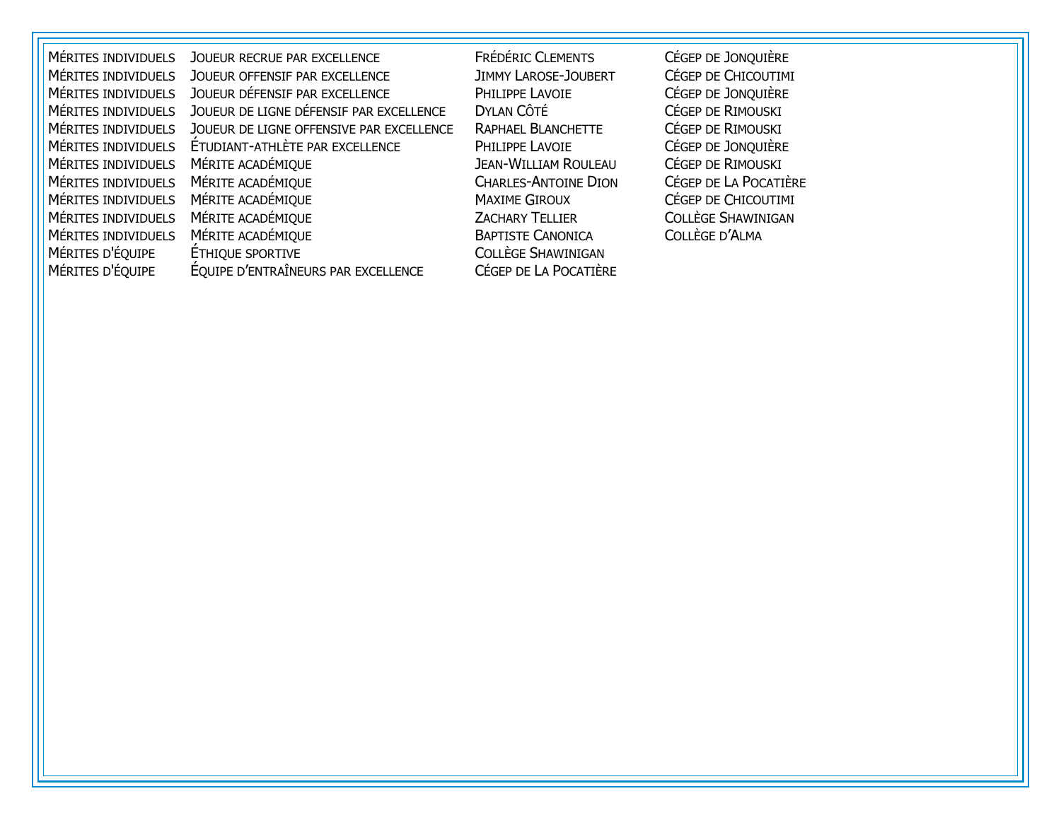| | | | |
|---|---|---|---|
| Mérites individuels | Joueur recrue par excellence | Frédéric Clements | Cégep de Jonquière |
| Mérites individuels | Joueur offensif par excellence | Jimmy Larose-Joubert | Cégep de Chicoutimi |
| Mérites individuels | Joueur défensif par excellence | Philippe Lavoie | Cégep de Jonquière |
| Mérites individuels | Joueur de ligne défensif par excellence | Dylan Côté | Cégep de Rimouski |
| Mérites individuels | Joueur de ligne offensive par excellence | Raphael Blanchette | Cégep de Rimouski |
| Mérites individuels | Étudiant-athlète par excellence | Philippe Lavoie | Cégep de Jonquière |
| Mérites individuels | Mérite académique | Jean-William Rouleau | Cégep de Rimouski |
| Mérites individuels | Mérite académique | Charles-Antoine Dion | Cégep de La Pocatière |
| Mérites individuels | Mérite académique | Maxime Giroux | Cégep de Chicoutimi |
| Mérites individuels | Mérite académique | Zachary Tellier | Collège Shawinigan |
| Mérites individuels | Mérite académique | Baptiste Canonica | Collège d'Alma |
| Mérites d'équipe | Éthique sportive | Collège Shawinigan | |
| Mérites d'équipe | Équipe d'entraîneurs par excellence | Cégep de La Pocatière | |